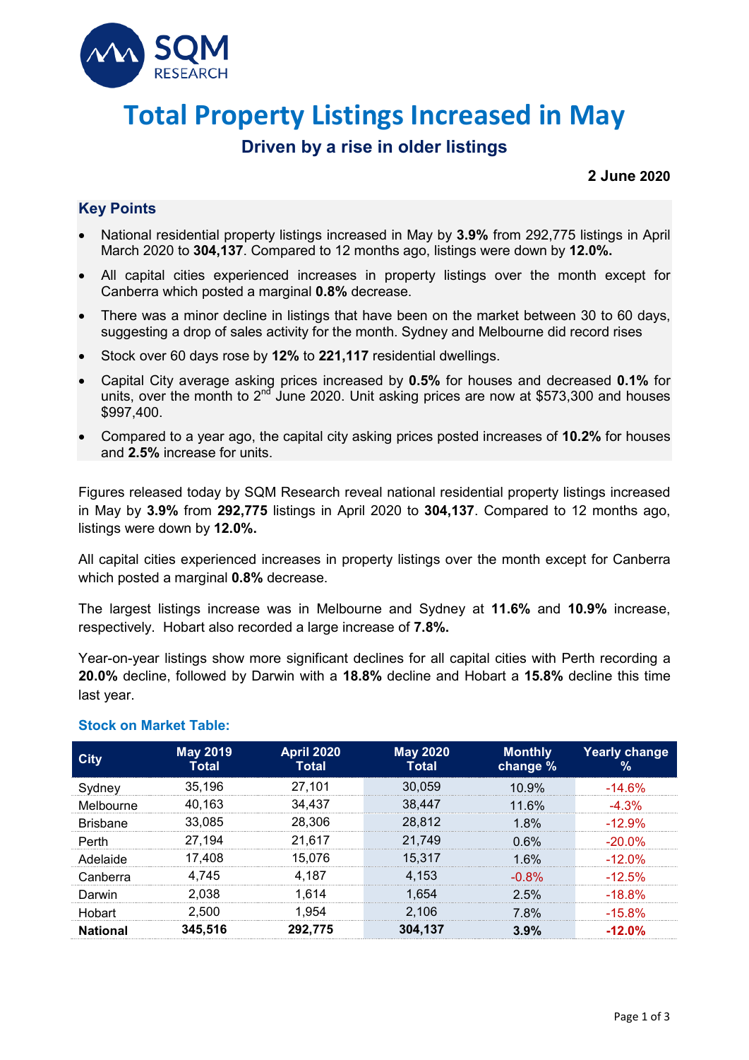SQM RESEARCH

# Total Property Listings Increased in May

## Driven by a rise in older listings

**2 June 2020**

### Key Points

- National residential property listings increased in May by **3.9%** from 292,775 listings in April March 2020 to **304,137**. Compared to 12 months ago, listings were down by **12.0%.**
- All capital cities experienced increases in property listings over the month except for Canberra which posted a marginal **0.8%** decrease.
- There was a minor decline in listings that have been on the market between 30 to 60 days, suggesting a drop of sales activity for the month. Sydney and Melbourne did record rises
- Stock over 60 days rose by **12%** to **221,117** residential dwellings.
- Capital City average asking prices increased by **0.5%** for houses and decreased **0.1%** for units, over the month to 2nd June 2020. Unit asking prices are now at $573,300 and houses $997,400.
- Compared to a year ago, the capital city asking prices posted increases of **10.2%** for houses and **2.5%** increase for units.

Figures released today by SQM Research reveal national residential property listings increased in May by **3.9%** from **292,775** listings in April 2020 to **304,137**. Compared to 12 months ago, listings were down by **12.0%.**

All capital cities experienced increases in property listings over the month except for Canberra which posted a marginal **0.8%** decrease.

The largest listings increase was in Melbourne and Sydney at **11.6%** and **10.9%** increase, respectively. Hobart also recorded a large increase of **7.8%.**

Year-on-year listings show more significant declines for all capital cities with Perth recording a **20.0%** decline, followed by Darwin with a **18.8%** decline and Hobart a **15.8%** decline this time last year.

**Stock on Market Table:**

| City | May 2019 Total | April 2020 Total | May 2020 Total | Monthly change % | Yearly change % |
|---|---|---|---|---|---|
| Sydney | 35,196 | 27,101 | 30,059 | 10.9% | -14.6% |
| Melbourne | 40,163 | 34,437 | 38,447 | 11.6% | -4.3% |
| Brisbane | 33,085 | 28,306 | 28,812 | 1.8% | -12.9% |
| Perth | 27,194 | 21,617 | 21,749 | 0.6% | -20.0% |
| Adelaide | 17,408 | 15,076 | 15,317 | 1.6% | -12.0% |
| Canberra | 4,745 | 4,187 | 4,153 | -0.8% | -12.5% |
| Darwin | 2,038 | 1,614 | 1,654 | 2.5% | -18.8% |
| Hobart | 2,500 | 1,954 | 2,106 | 7.8% | -15.8% |
| **National** | **345,516** | **292,775** | **304,137** | **3.9%** | **-12.0%** |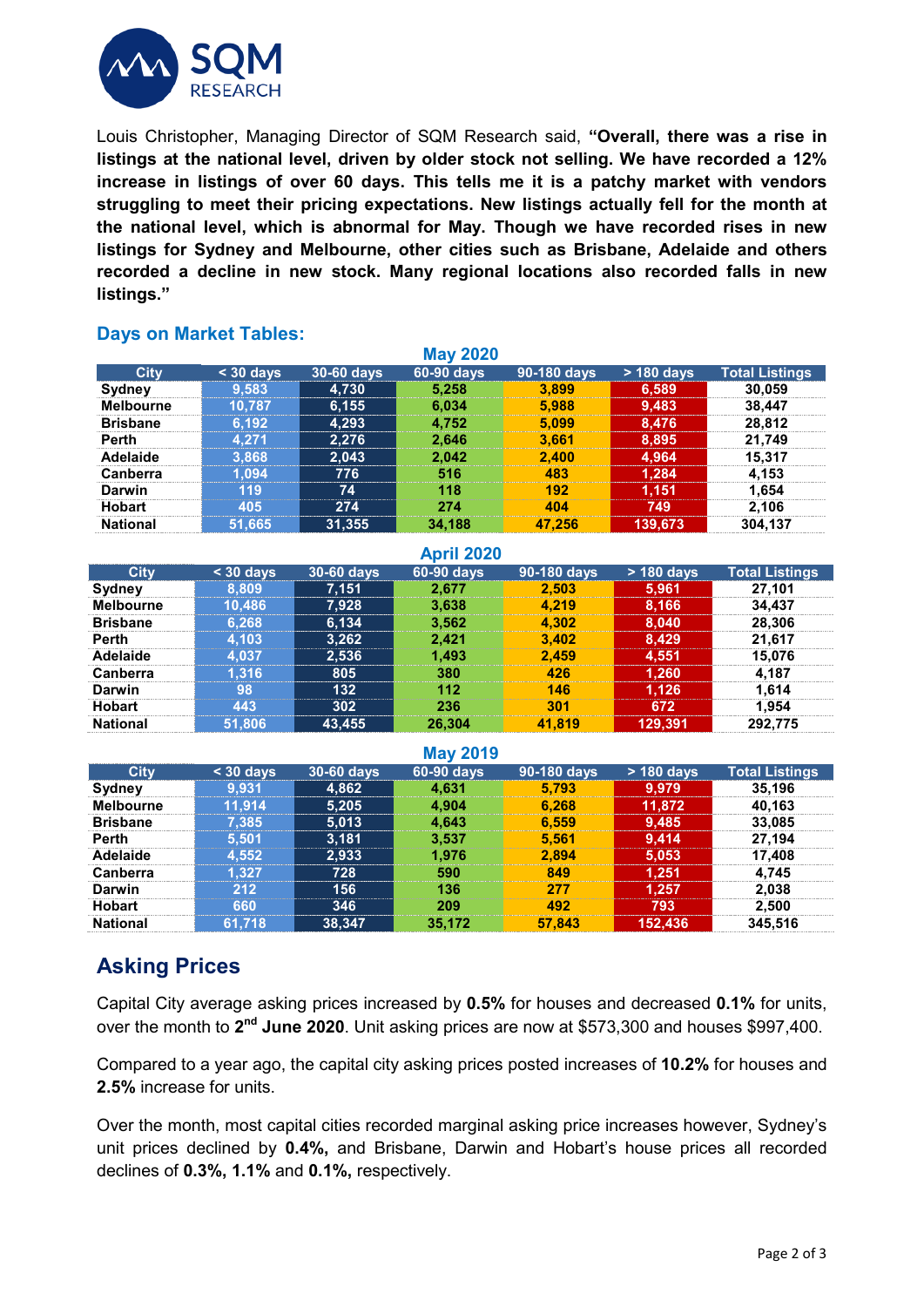Louis Christopher, Managing Director of SQM Research said, **"Overall, there was a rise in listings at the national level, driven by older stock not selling. We have recorded a 12% increase in listings of over 60 days. This tells me it is a patchy market with vendors struggling to meet their pricing expectations. New listings actually fell for the month at the national level, which is abnormal for May. Though we have recorded rises in new listings for Sydney and Melbourne, other cities such as Brisbane, Adelaide and others recorded a decline in new stock. Many regional locations also recorded falls in new listings."**

### Days on Market Tables:

**May 2020**

| City | < 30 days | 30-60 days | 60-90 days | 90-180 days | > 180 days | Total Listings |
|---|---|---|---|---|---|---|
| Sydney | 9,583 | 4,730 | 5,258 | 3,899 | 6,589 | 30,059 |
| Melbourne | 10,787 | 6,155 | 6,034 | 5,988 | 9,483 | 38,447 |
| Brisbane | 6,192 | 4,293 | 4,752 | 5,099 | 8,476 | 28,812 |
| Perth | 4,271 | 2,276 | 2,646 | 3,661 | 8,895 | 21,749 |
| Adelaide | 3,868 | 2,043 | 2,042 | 2,400 | 4,964 | 15,317 |
| Canberra | 1,094 | 776 | 516 | 483 | 1,284 | 4,153 |
| Darwin | 119 | 74 | 118 | 192 | 1,151 | 1,654 |
| Hobart | 405 | 274 | 274 | 404 | 749 | 2,106 |
| National | 51,665 | 31,355 | 34,188 | 47,256 | 139,673 | 304,137 |

**April 2020**

| City | < 30 days | 30-60 days | 60-90 days | 90-180 days | > 180 days | Total Listings |
|---|---|---|---|---|---|---|
| Sydney | 8,809 | 7,151 | 2,677 | 2,503 | 5,961 | 27,101 |
| Melbourne | 10,486 | 7,928 | 3,638 | 4,219 | 8,166 | 34,437 |
| Brisbane | 6,268 | 6,134 | 3,562 | 4,302 | 8,040 | 28,306 |
| Perth | 4,103 | 3,262 | 2,421 | 3,402 | 8,429 | 21,617 |
| Adelaide | 4,037 | 2,536 | 1,493 | 2,459 | 4,551 | 15,076 |
| Canberra | 1,316 | 805 | 380 | 426 | 1,260 | 4,187 |
| Darwin | 98 | 132 | 112 | 146 | 1,126 | 1,614 |
| Hobart | 443 | 302 | 236 | 301 | 672 | 1,954 |
| National | 51,806 | 43,455 | 26,304 | 41,819 | 129,391 | 292,775 |

**May 2019**

| City | < 30 days | 30-60 days | 60-90 days | 90-180 days | > 180 days | Total Listings |
|---|---|---|---|---|---|---|
| Sydney | 9,931 | 4,862 | 4,631 | 5,793 | 9,979 | 35,196 |
| Melbourne | 11,914 | 5,205 | 4,904 | 6,268 | 11,872 | 40,163 |
| Brisbane | 7,385 | 5,013 | 4,643 | 6,559 | 9,485 | 33,085 |
| Perth | 5,501 | 3,181 | 3,537 | 5,561 | 9,414 | 27,194 |
| Adelaide | 4,552 | 2,933 | 1,976 | 2,894 | 5,053 | 17,408 |
| Canberra | 1,327 | 728 | 590 | 849 | 1,251 | 4,745 |
| Darwin | 212 | 156 | 136 | 277 | 1,257 | 2,038 |
| Hobart | 660 | 346 | 209 | 492 | 793 | 2,500 |
| National | 61,718 | 38,347 | 35,172 | 57,843 | 152,436 | 345,516 |

## Asking Prices

Capital City average asking prices increased by **0.5%** for houses and decreased **0.1%** for units, over the month to **2nd June 2020**. Unit asking prices are now at $573,300 and houses $997,400.

Compared to a year ago, the capital city asking prices posted increases of **10.2%** for houses and **2.5%** increase for units.

Over the month, most capital cities recorded marginal asking price increases however, Sydney's unit prices declined by **0.4%,** and Brisbane, Darwin and Hobart's house prices all recorded declines of **0.3%, 1.1%** and **0.1%,** respectively.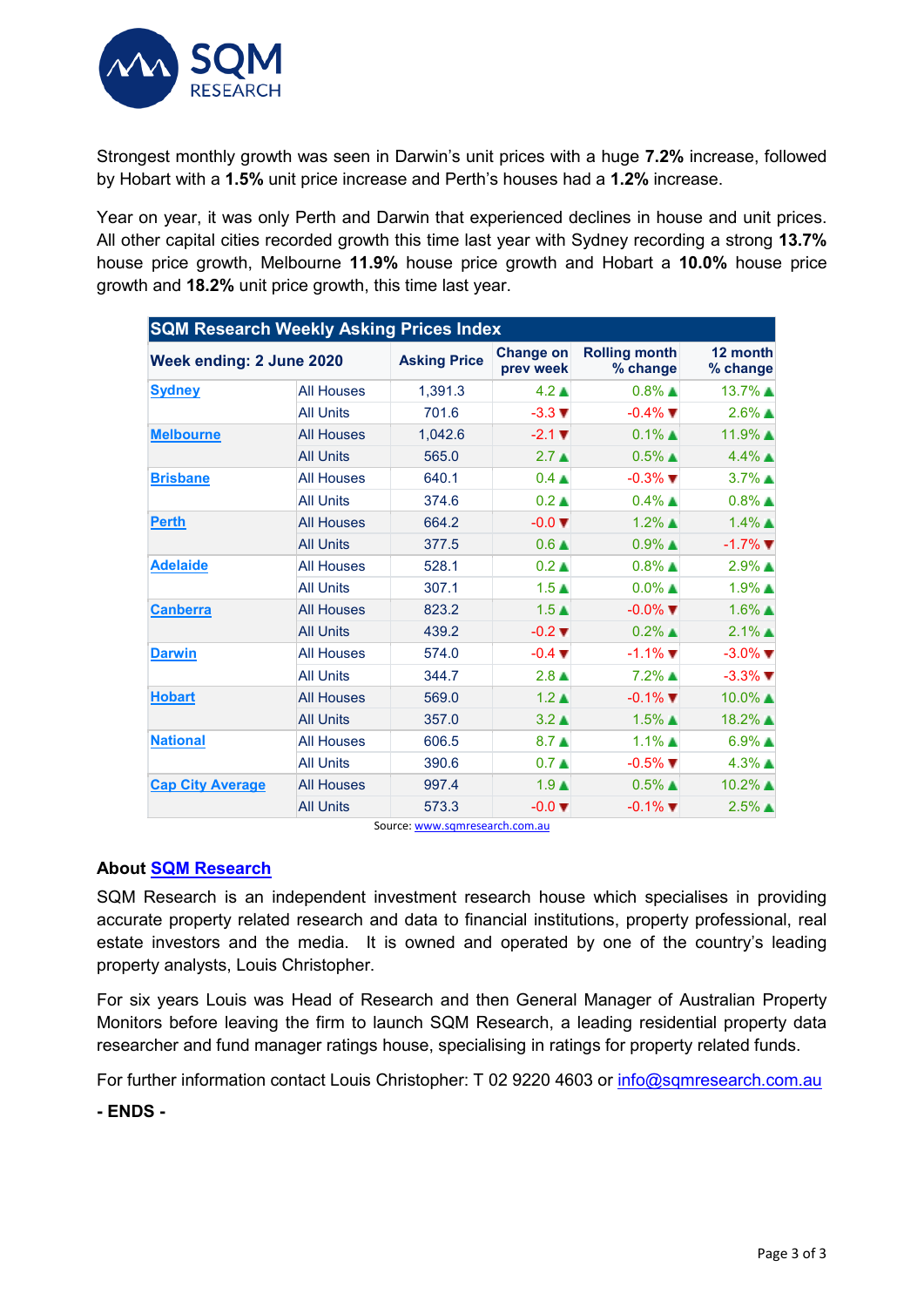Strongest monthly growth was seen in Darwin's unit prices with a huge **7.2%** increase, followed by Hobart with a **1.5%** unit price increase and Perth's houses had a **1.2%** increase.

Year on year, it was only Perth and Darwin that experienced declines in house and unit prices. All other capital cities recorded growth this time last year with Sydney recording a strong **13.7%** house price growth, Melbourne **11.9%** house price growth and Hobart a **10.0%** house price growth and **18.2%** unit price growth, this time last year.

| SQM Research Weekly Asking Prices Index | | | | | |
|---|---|---|---|---|---|
| **Week ending: 2 June 2020** | | **Asking Price** | **Change on prev week** | **Rolling month % change** | **12 month % change** |
| **Sydney** | All Houses | 1,391.3 | 4.2 ▲ | 0.8% ▲ | 13.7% ▲ |
| | All Units | 701.6 | -3.3 ▼ | -0.4% ▼ | 2.6% ▲ |
| **Melbourne** | All Houses | 1,042.6 | -2.1 ▼ | 0.1% ▲ | 11.9% ▲ |
| | All Units | 565.0 | 2.7 ▲ | 0.5% ▲ | 4.4% ▲ |
| **Brisbane** | All Houses | 640.1 | 0.4 ▲ | -0.3% ▼ | 3.7% ▲ |
| | All Units | 374.6 | 0.2 ▲ | 0.4% ▲ | 0.8% ▲ |
| **Perth** | All Houses | 664.2 | -0.0 ▼ | 1.2% ▲ | 1.4% ▲ |
| | All Units | 377.5 | 0.6 ▲ | 0.9% ▲ | -1.7% ▼ |
| **Adelaide** | All Houses | 528.1 | 0.2 ▲ | 0.8% ▲ | 2.9% ▲ |
| | All Units | 307.1 | 1.5 ▲ | 0.0% ▲ | 1.9% ▲ |
| **Canberra** | All Houses | 823.2 | 1.5 ▲ | -0.0% ▼ | 1.6% ▲ |
| | All Units | 439.2 | -0.2 ▼ | 0.2% ▲ | 2.1% ▲ |
| **Darwin** | All Houses | 574.0 | -0.4 ▼ | -1.1% ▼ | -3.0% ▼ |
| | All Units | 344.7 | 2.8 ▲ | 7.2% ▲ | -3.3% ▼ |
| **Hobart** | All Houses | 569.0 | 1.2 ▲ | -0.1% ▼ | 10.0% ▲ |
| | All Units | 357.0 | 3.2 ▲ | 1.5% ▲ | 18.2% ▲ |
| **National** | All Houses | 606.5 | 8.7 ▲ | 1.1% ▲ | 6.9% ▲ |
| | All Units | 390.6 | 0.7 ▲ | -0.5% ▼ | 4.3% ▲ |
| **Cap City Average** | All Houses | 997.4 | 1.9 ▲ | 0.5% ▲ | 10.2% ▲ |
| | All Units | 573.3 | -0.0 ▼ | -0.1% ▼ | 2.5% ▲ |

Source: www.sqmresearch.com.au

**About SQM Research**

SQM Research is an independent investment research house which specialises in providing accurate property related research and data to financial institutions, property professional, real estate investors and the media. It is owned and operated by one of the country's leading property analysts, Louis Christopher.

For six years Louis was Head of Research and then General Manager of Australian Property Monitors before leaving the firm to launch SQM Research, a leading residential property data researcher and fund manager ratings house, specialising in ratings for property related funds.

For further information contact Louis Christopher: T 02 9220 4603 or info@sqmresearch.com.au

**- ENDS -**